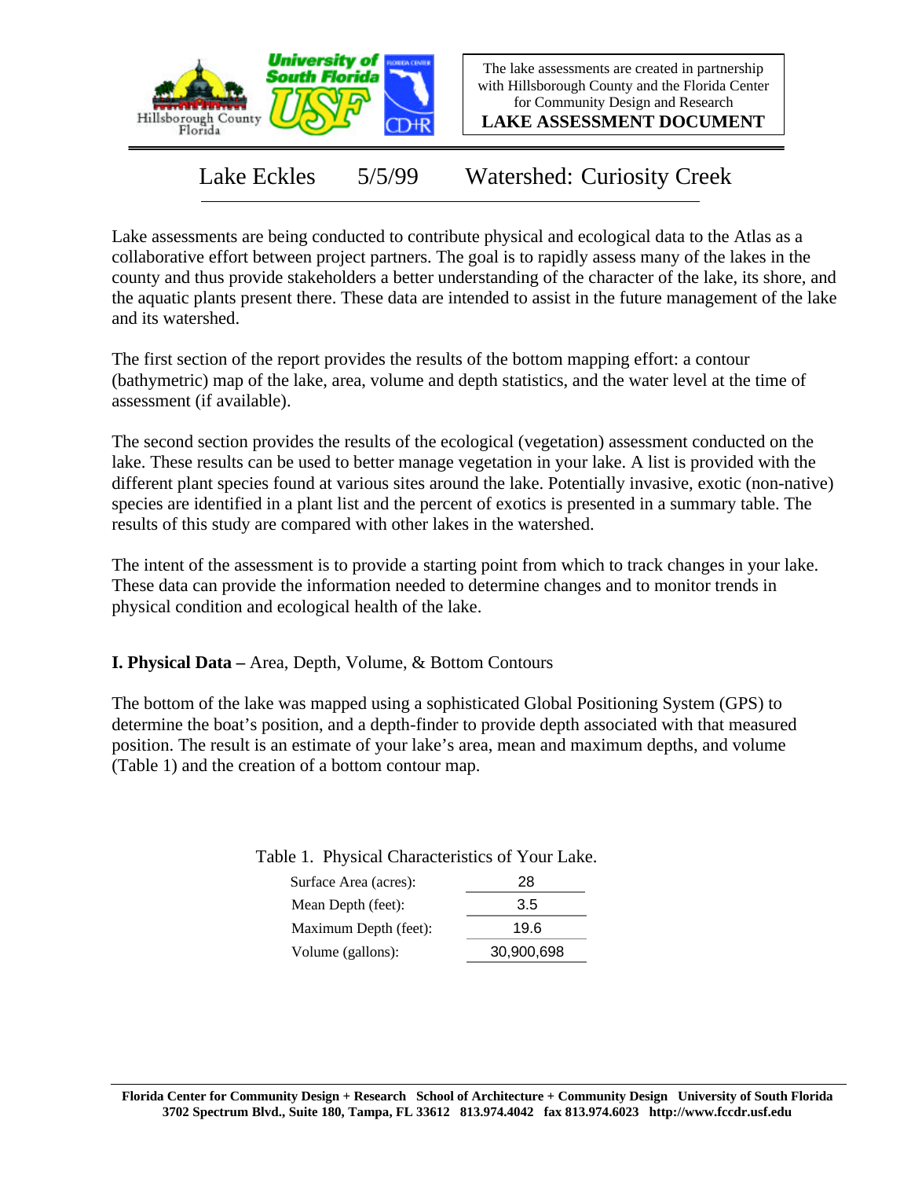The lake assessments are created in partnership with Hillsborough County and the Florida Center for Community Design and Research

**LAKE ASSESSMENT DOCUMENT**

# Lake Eckles 5/5/99 Watershed: Curiosity Creek

Lake assessments are being conducted to contribute physical and ecological data to the Atlas as a collaborative effort between project partners. The goal is to rapidly assess many of the lakes in the county and thus provide stakeholders a better understanding of the character of the lake, its shore, and the aquatic plants present there. These data are intended to assist in the future management of the lake and its watershed.

The first section of the report provides the results of the bottom mapping effort: a contour (bathymetric) map of the lake, area, volume and depth statistics, and the water level at the time of assessment (if available).

The second section provides the results of the ecological (vegetation) assessment conducted on the lake. These results can be used to better manage vegetation in your lake. A list is provided with the different plant species found at various sites around the lake. Potentially invasive, exotic (non-native) species are identified in a plant list and the percent of exotics is presented in a summary table. The results of this study are compared with other lakes in the watershed.

The intent of the assessment is to provide a starting point from which to track changes in your lake. These data can provide the information needed to determine changes and to monitor trends in physical condition and ecological health of the lake.

## I. Physical Data – Area, Depth, Volume, & Bottom Contours

The bottom of the lake was mapped using a sophisticated Global Positioning System (GPS) to determine the boat's position, and a depth-finder to provide depth associated with that measured position. The result is an estimate of your lake's area, mean and maximum depths, and volume (Table 1) and the creation of a bottom contour map.

Table 1. Physical Characteristics of Your Lake.

| Characteristic | Value |
|---|---|
| Surface Area (acres): | 28 |
| Mean Depth (feet): | 3.5 |
| Maximum Depth (feet): | 19.6 |
| Volume (gallons): | 30,900,698 |

**Florida Center for Community Design + Research School of Architecture + Community Design University of South Florida**
**3702 Spectrum Blvd., Suite 180, Tampa, FL 33612 813.974.4042 fax 813.974.6023 http://www.fccdr.usf.edu**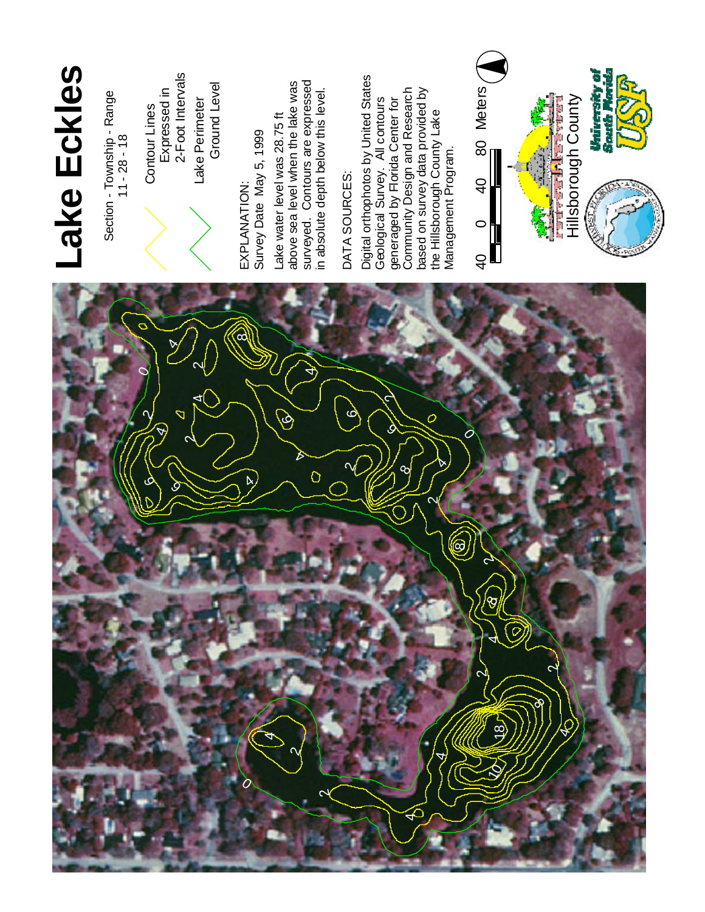# Lake Eckles

Section - Township - Range
11 - 28 - 18

Contour Lines Expressed in 2-Foot Intervals

Lake Perimeter Ground Level

EXPLANATION:
Survey Date May 5, 1999

Lake water level was 28.75 ft above sea level when the lake was surveyed. Contours are expressed in absolute depth below this level.

DATA SOURCES:

Digital orthophotos by United States Geological Survey. All contours generaged by Florida Center for Community Design and Research based on survey data provided by the Hillsborough County Lake Management Program.

40 0 40 80 Meters

Hillsborough County

University of South Florida USF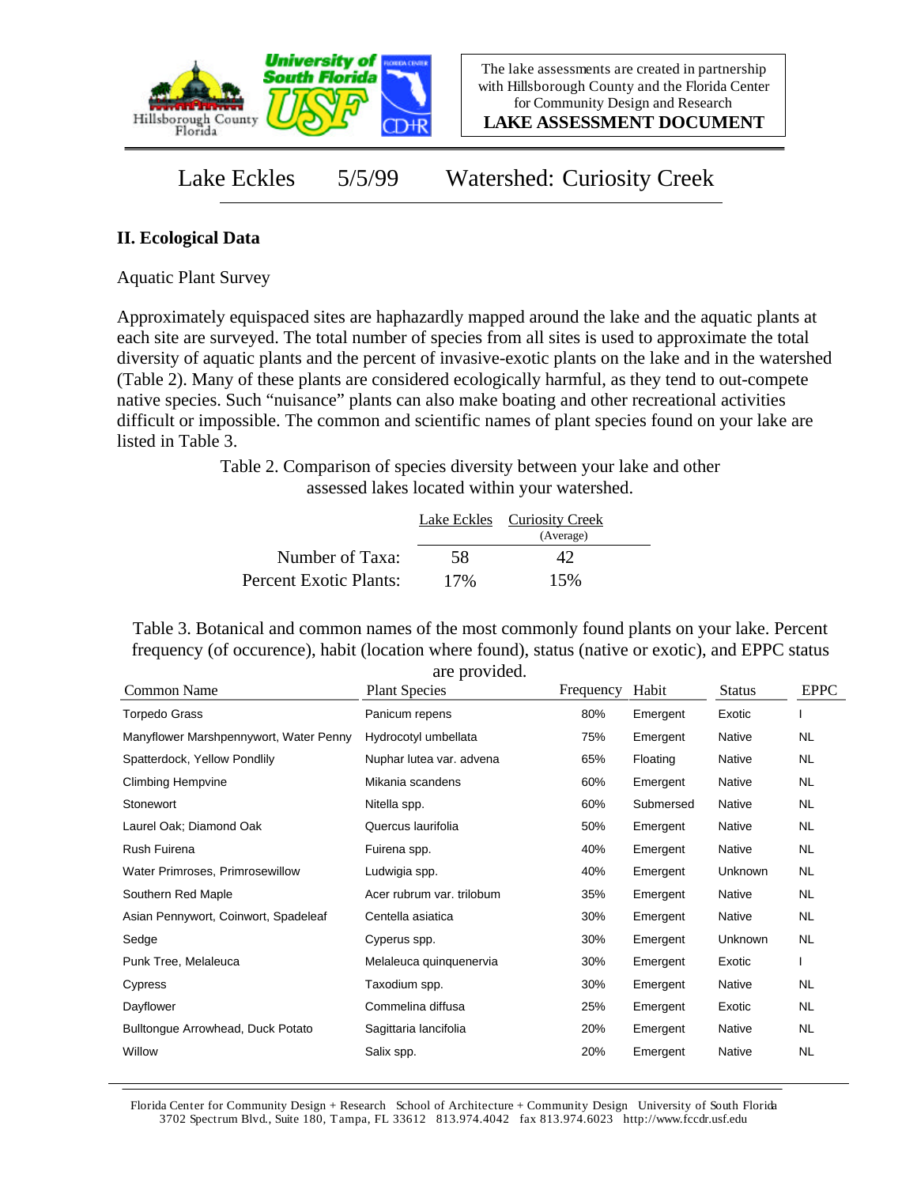The lake assessments are created in partnership with Hillsborough County and the Florida Center for Community Design and Research

**LAKE ASSESSMENT DOCUMENT**

Lake Eckles    5/5/99    Watershed: Curiosity Creek

## II. Ecological Data

Aquatic Plant Survey

Approximately equispaced sites are haphazardly mapped around the lake and the aquatic plants at each site are surveyed. The total number of species from all sites is used to approximate the total diversity of aquatic plants and the percent of invasive-exotic plants on the lake and in the watershed (Table 2). Many of these plants are considered ecologically harmful, as they tend to out-compete native species. Such "nuisance" plants can also make boating and other recreational activities difficult or impossible. The common and scientific names of plant species found on your lake are listed in Table 3.

Table 2. Comparison of species diversity between your lake and other assessed lakes located within your watershed.

| | Lake Eckles | Curiosity Creek (Average) |
|---|---|---|
| Number of Taxa: | 58 | 42 |
| Percent Exotic Plants: | 17% | 15% |

Table 3. Botanical and common names of the most commonly found plants on your lake. Percent frequency (of occurence), habit (location where found), status (native or exotic), and EPPC status are provided.

| Common Name | Plant Species | Frequency | Habit | Status | EPPC |
|---|---|---|---|---|---|
| Torpedo Grass | Panicum repens | 80% | Emergent | Exotic | I |
| Manyflower Marshpennywort, Water Penny | Hydrocotyl umbellata | 75% | Emergent | Native | NL |
| Spatterdock, Yellow Pondlily | Nuphar lutea var. advena | 65% | Floating | Native | NL |
| Climbing Hempvine | Mikania scandens | 60% | Emergent | Native | NL |
| Stonewort | Nitella spp. | 60% | Submersed | Native | NL |
| Laurel Oak; Diamond Oak | Quercus laurifolia | 50% | Emergent | Native | NL |
| Rush Fuirena | Fuirena spp. | 40% | Emergent | Native | NL |
| Water Primroses, Primrosewillow | Ludwigia spp. | 40% | Emergent | Unknown | NL |
| Southern Red Maple | Acer rubrum var. trilobum | 35% | Emergent | Native | NL |
| Asian Pennywort, Coinwort, Spadeleaf | Centella asiatica | 30% | Emergent | Native | NL |
| Sedge | Cyperus spp. | 30% | Emergent | Unknown | NL |
| Punk Tree, Melaleuca | Melaleuca quinquenervia | 30% | Emergent | Exotic | I |
| Cypress | Taxodium spp. | 30% | Emergent | Native | NL |
| Dayflower | Commelina diffusa | 25% | Emergent | Exotic | NL |
| Bulltongue Arrowhead, Duck Potato | Sagittaria lancifolia | 20% | Emergent | Native | NL |
| Willow | Salix spp. | 20% | Emergent | Native | NL |

Florida Center for Community Design + Research School of Architecture + Community Design University of South Florida
3702 Spectrum Blvd., Suite 180, Tampa, FL 33612 813.974.4042 fax 813.974.6023 http://www.fccdr.usf.edu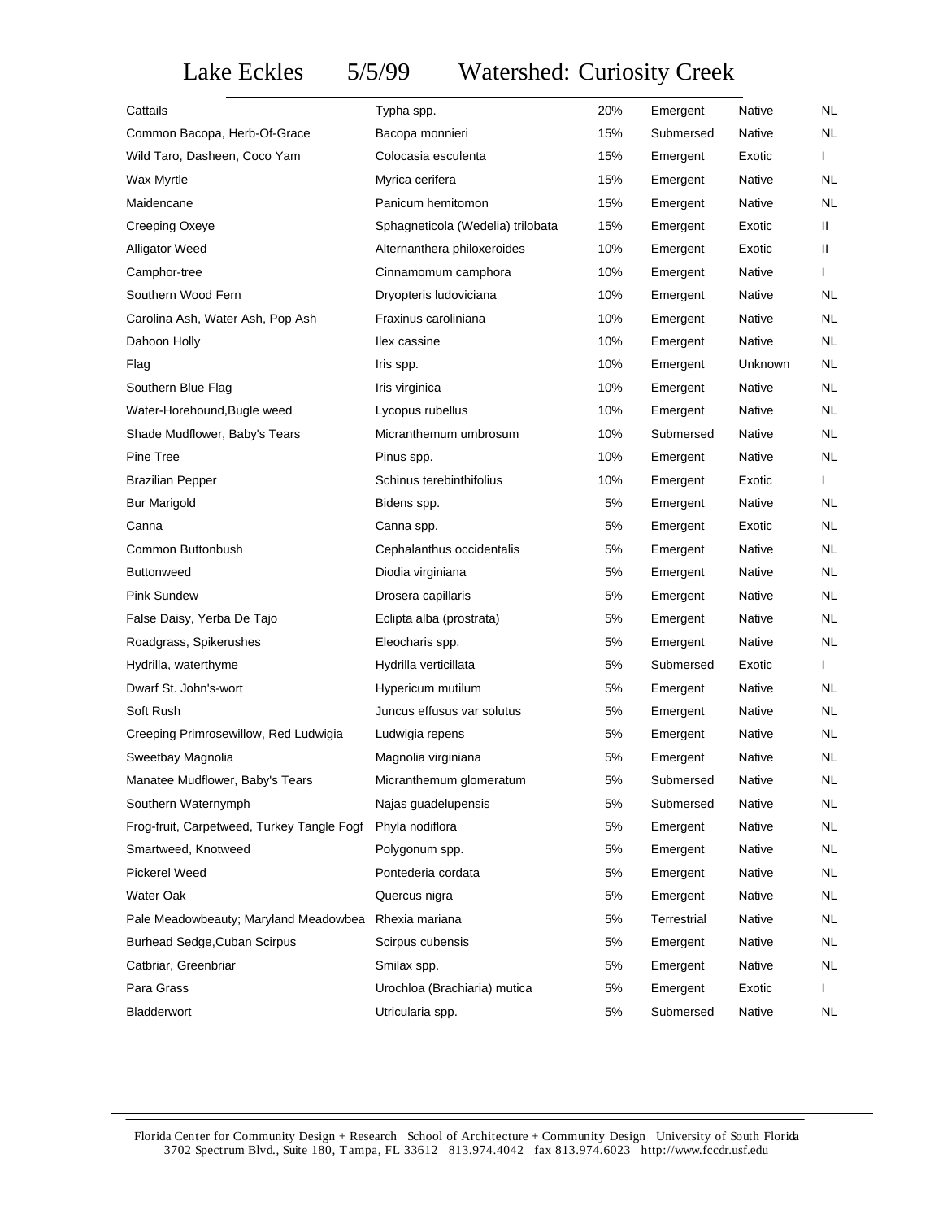# Lake Eckles 5/5/99 Watershed: Curiosity Creek

| | | | | | |
|---|---|---|---|---|---|
| Cattails | Typha spp. | 20% | Emergent | Native | NL |
| Common Bacopa, Herb-Of-Grace | Bacopa monnieri | 15% | Submersed | Native | NL |
| Wild Taro, Dasheen, Coco Yam | Colocasia esculenta | 15% | Emergent | Exotic | I |
| Wax Myrtle | Myrica cerifera | 15% | Emergent | Native | NL |
| Maidencane | Panicum hemitomon | 15% | Emergent | Native | NL |
| Creeping Oxeye | Sphagneticola (Wedelia) trilobata | 15% | Emergent | Exotic | II |
| Alligator Weed | Alternanthera philoxeroides | 10% | Emergent | Exotic | II |
| Camphor-tree | Cinnamomum camphora | 10% | Emergent | Native | I |
| Southern Wood Fern | Dryopteris ludoviciana | 10% | Emergent | Native | NL |
| Carolina Ash, Water Ash, Pop Ash | Fraxinus caroliniana | 10% | Emergent | Native | NL |
| Dahoon Holly | Ilex cassine | 10% | Emergent | Native | NL |
| Flag | Iris spp. | 10% | Emergent | Unknown | NL |
| Southern Blue Flag | Iris virginica | 10% | Emergent | Native | NL |
| Water-Horehound,Bugle weed | Lycopus rubellus | 10% | Emergent | Native | NL |
| Shade Mudflower, Baby's Tears | Micranthemum umbrosum | 10% | Submersed | Native | NL |
| Pine Tree | Pinus spp. | 10% | Emergent | Native | NL |
| Brazilian Pepper | Schinus terebinthifolius | 10% | Emergent | Exotic | I |
| Bur Marigold | Bidens spp. | 5% | Emergent | Native | NL |
| Canna | Canna spp. | 5% | Emergent | Exotic | NL |
| Common Buttonbush | Cephalanthus occidentalis | 5% | Emergent | Native | NL |
| Buttonweed | Diodia virginiana | 5% | Emergent | Native | NL |
| Pink Sundew | Drosera capillaris | 5% | Emergent | Native | NL |
| False Daisy, Yerba De Tajo | Eclipta alba (prostrata) | 5% | Emergent | Native | NL |
| Roadgrass, Spikerushes | Eleocharis spp. | 5% | Emergent | Native | NL |
| Hydrilla, waterthyme | Hydrilla verticillata | 5% | Submersed | Exotic | I |
| Dwarf St. John's-wort | Hypericum mutilum | 5% | Emergent | Native | NL |
| Soft Rush | Juncus effusus var solutus | 5% | Emergent | Native | NL |
| Creeping Primrosewillow, Red Ludwigia | Ludwigia repens | 5% | Emergent | Native | NL |
| Sweetbay Magnolia | Magnolia virginiana | 5% | Emergent | Native | NL |
| Manatee Mudflower, Baby's Tears | Micranthemum glomeratum | 5% | Submersed | Native | NL |
| Southern Waternymph | Najas guadelupensis | 5% | Submersed | Native | NL |
| Frog-fruit, Carpetweed, Turkey Tangle Fogf | Phyla nodiflora | 5% | Emergent | Native | NL |
| Smartweed, Knotweed | Polygonum spp. | 5% | Emergent | Native | NL |
| Pickerel Weed | Pontederia cordata | 5% | Emergent | Native | NL |
| Water Oak | Quercus nigra | 5% | Emergent | Native | NL |
| Pale Meadowbeauty; Maryland Meadowbea | Rhexia mariana | 5% | Terrestrial | Native | NL |
| Burhead Sedge,Cuban Scirpus | Scirpus cubensis | 5% | Emergent | Native | NL |
| Catbriar, Greenbriar | Smilax spp. | 5% | Emergent | Native | NL |
| Para Grass | Urochloa (Brachiaria) mutica | 5% | Emergent | Exotic | I |
| Bladderwort | Utricularia spp. | 5% | Submersed | Native | NL |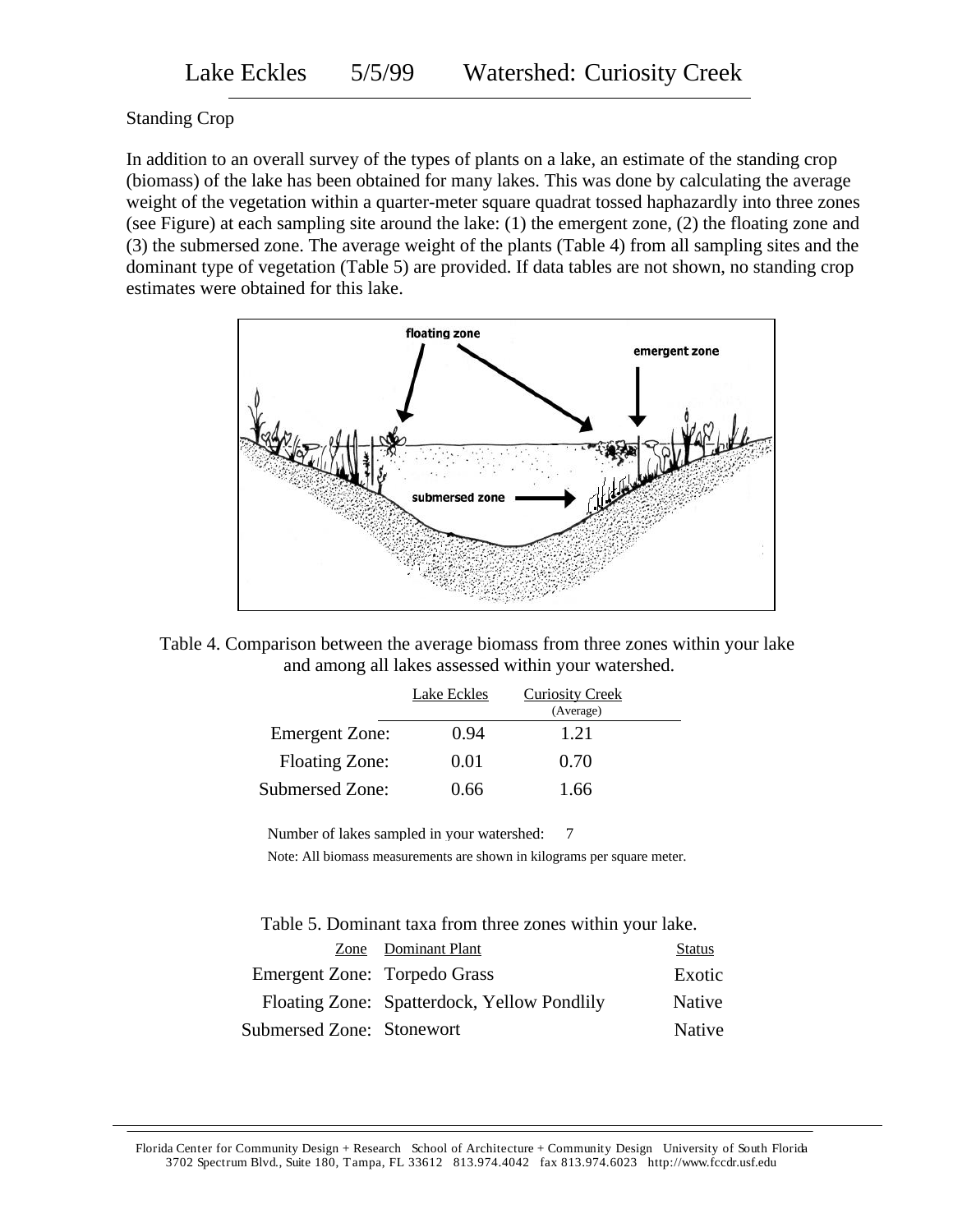Lake Eckles 5/5/99 Watershed: Curiosity Creek

Standing Crop

In addition to an overall survey of the types of plants on a lake, an estimate of the standing crop (biomass) of the lake has been obtained for many lakes. This was done by calculating the average weight of the vegetation within a quarter-meter square quadrat tossed haphazardly into three zones (see Figure) at each sampling site around the lake: (1) the emergent zone, (2) the floating zone and (3) the submersed zone. The average weight of the plants (Table 4) from all sampling sites and the dominant type of vegetation (Table 5) are provided. If data tables are not shown, no standing crop estimates were obtained for this lake.

floating zone

emergent zone

submersed zone

Table 4. Comparison between the average biomass from three zones within your lake and among all lakes assessed within your watershed.

| | Lake Eckles | Curiosity Creek (Average) |
|---|---|---|
| Emergent Zone: | 0.94 | 1.21 |
| Floating Zone: | 0.01 | 0.70 |
| Submersed Zone: | 0.66 | 1.66 |

Number of lakes sampled in your watershed: 7

Note: All biomass measurements are shown in kilograms per square meter.

Table 5. Dominant taxa from three zones within your lake.

| Zone | Dominant Plant | Status |
|---|---|---|
| Emergent Zone: | Torpedo Grass | Exotic |
| Floating Zone: | Spatterdock, Yellow Pondlily | Native |
| Submersed Zone: | Stonewort | Native |